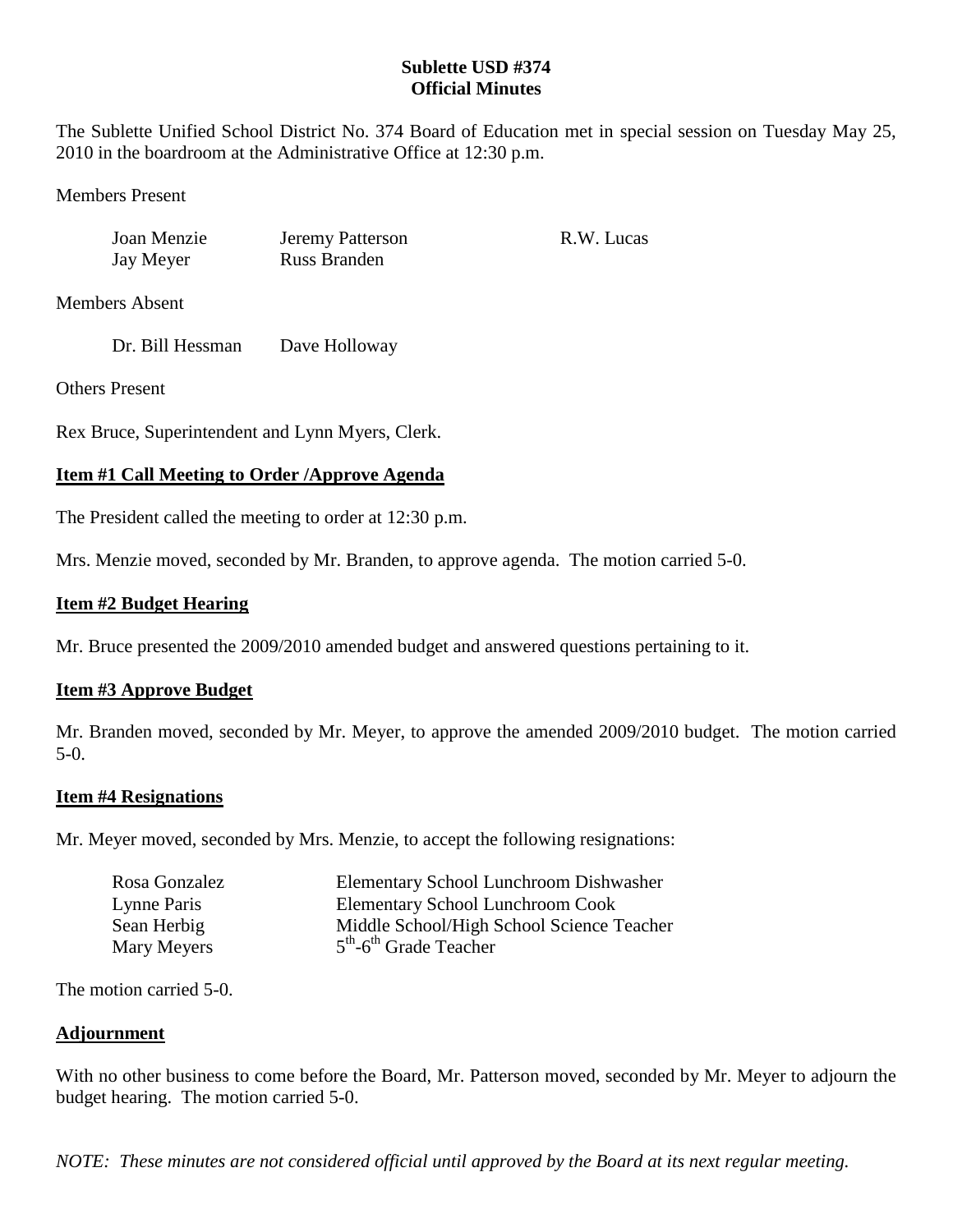**Sublette USD #374**
**Official Minutes**

The Sublette Unified School District No. 374 Board of Education met in special session on Tuesday May 25, 2010 in the boardroom at the Administrative Office at 12:30 p.m.

Members Present

| | | |
|---|---|---|
| Joan Menzie | Jeremy Patterson | R.W. Lucas |
| Jay Meyer | Russ Branden | |

Members Absent

Dr. Bill Hessman    Dave Holloway

Others Present

Rex Bruce, Superintendent and Lynn Myers, Clerk.

## Item #1 Call Meeting to Order /Approve Agenda

The President called the meeting to order at 12:30 p.m.

Mrs. Menzie moved, seconded by Mr. Branden, to approve agenda. The motion carried 5-0.

## Item #2 Budget Hearing

Mr. Bruce presented the 2009/2010 amended budget and answered questions pertaining to it.

## Item #3 Approve Budget

Mr. Branden moved, seconded by Mr. Meyer, to approve the amended 2009/2010 budget. The motion carried 5-0.

## Item #4 Resignations

Mr. Meyer moved, seconded by Mrs. Menzie, to accept the following resignations:

| | |
|---|---|
| Rosa Gonzalez | Elementary School Lunchroom Dishwasher |
| Lynne Paris | Elementary School Lunchroom Cook |
| Sean Herbig | Middle School/High School Science Teacher |
| Mary Meyers | 5th-6th Grade Teacher |

The motion carried 5-0.

## Adjournment

With no other business to come before the Board, Mr. Patterson moved, seconded by Mr. Meyer to adjourn the budget hearing. The motion carried 5-0.

*NOTE: These minutes are not considered official until approved by the Board at its next regular meeting.*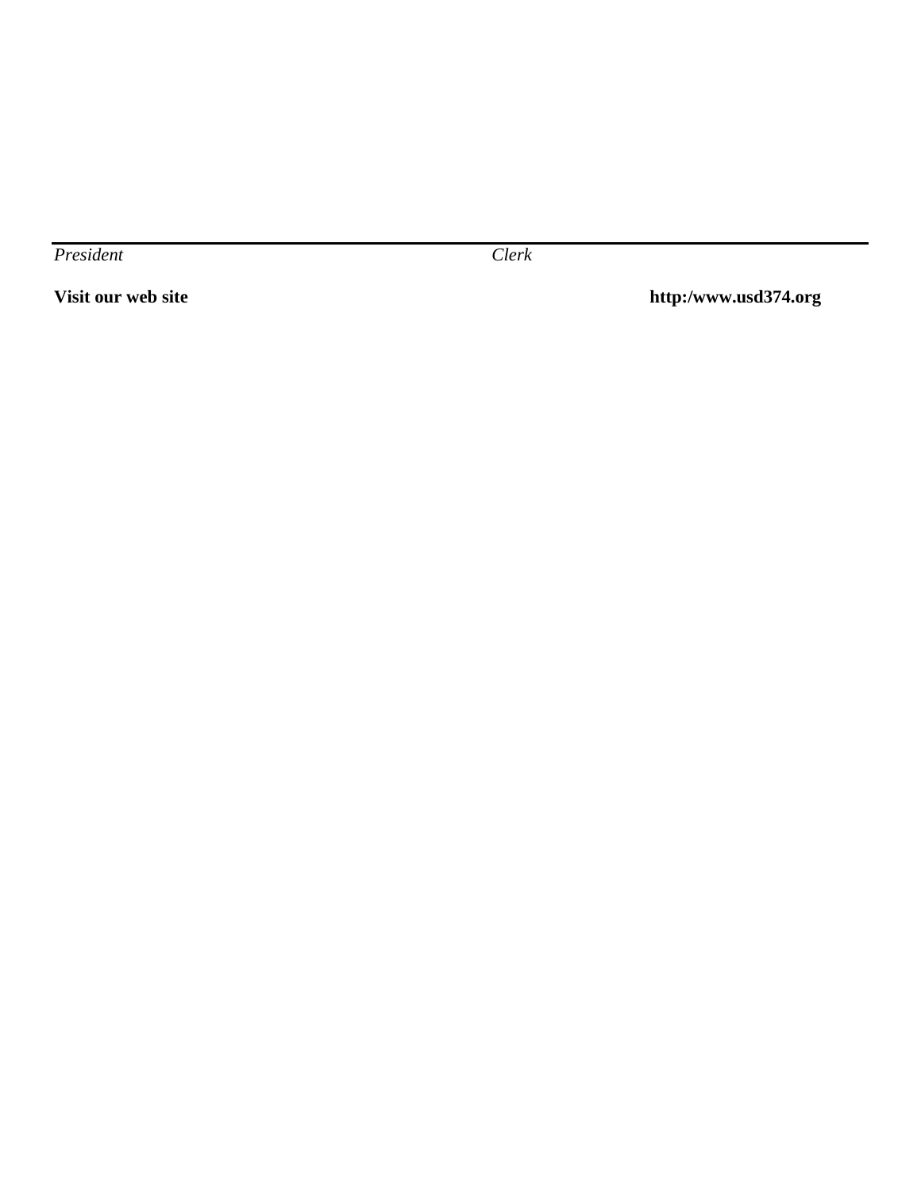*President* *Clerk*

**Visit our web site** **http:/www.usd374.org**